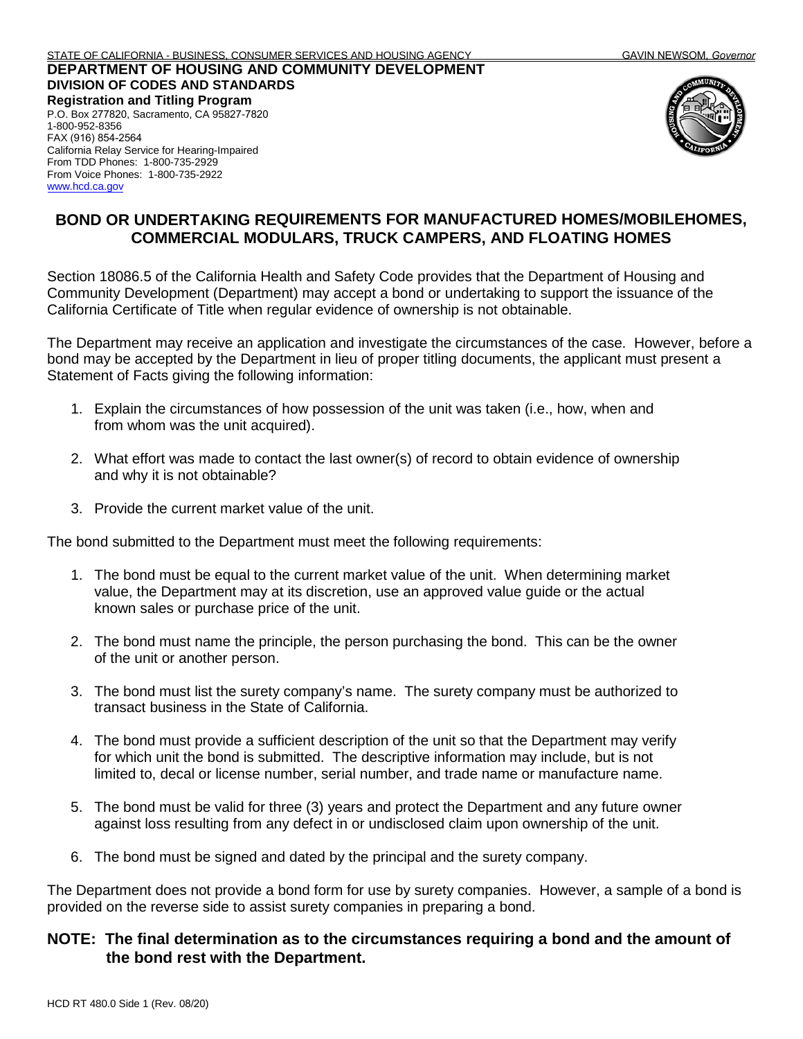STATE OF CALIFORNIA - BUSINESS, CONSUMER SERVICES AND HOUSING AGENCY GAVIN NEWSOM, *Governor*

**DEPARTMENT OF HOUSING AND COMMUNITY DEVELOPMENT**
**DIVISION OF CODES AND STANDARDS**
**Registration and Titling Program**
P.O. Box 277820, Sacramento, CA 95827-7820
1-800-952-8356
FAX (916) 854-2564
California Relay Service for Hearing-Impaired
From TDD Phones: 1-800-735-2929
From Voice Phones: 1-800-735-2922
www.hcd.ca.gov

## BOND OR UNDERTAKING REQUIREMENTS FOR MANUFACTURED HOMES/MOBILEHOMES, COMMERCIAL MODULARS, TRUCK CAMPERS, AND FLOATING HOMES

Section 18086.5 of the California Health and Safety Code provides that the Department of Housing and Community Development (Department) may accept a bond or undertaking to support the issuance of the California Certificate of Title when regular evidence of ownership is not obtainable.

The Department may receive an application and investigate the circumstances of the case. However, before a bond may be accepted by the Department in lieu of proper titling documents, the applicant must present a Statement of Facts giving the following information:

1. Explain the circumstances of how possession of the unit was taken (i.e., how, when and from whom was the unit acquired).
2. What effort was made to contact the last owner(s) of record to obtain evidence of ownership and why it is not obtainable?
3. Provide the current market value of the unit.

The bond submitted to the Department must meet the following requirements:

1. The bond must be equal to the current market value of the unit. When determining market value, the Department may at its discretion, use an approved value guide or the actual known sales or purchase price of the unit.
2. The bond must name the principle, the person purchasing the bond. This can be the owner of the unit or another person.
3. The bond must list the surety company's name. The surety company must be authorized to transact business in the State of California.
4. The bond must provide a sufficient description of the unit so that the Department may verify for which unit the bond is submitted. The descriptive information may include, but is not limited to, decal or license number, serial number, and trade name or manufacture name.
5. The bond must be valid for three (3) years and protect the Department and any future owner against loss resulting from any defect in or undisclosed claim upon ownership of the unit.
6. The bond must be signed and dated by the principal and the surety company.

The Department does not provide a bond form for use by surety companies. However, a sample of a bond is provided on the reverse side to assist surety companies in preparing a bond.

**NOTE: The final determination as to the circumstances requiring a bond and the amount of the bond rest with the Department.**

HCD RT 480.0 Side 1 (Rev. 08/20)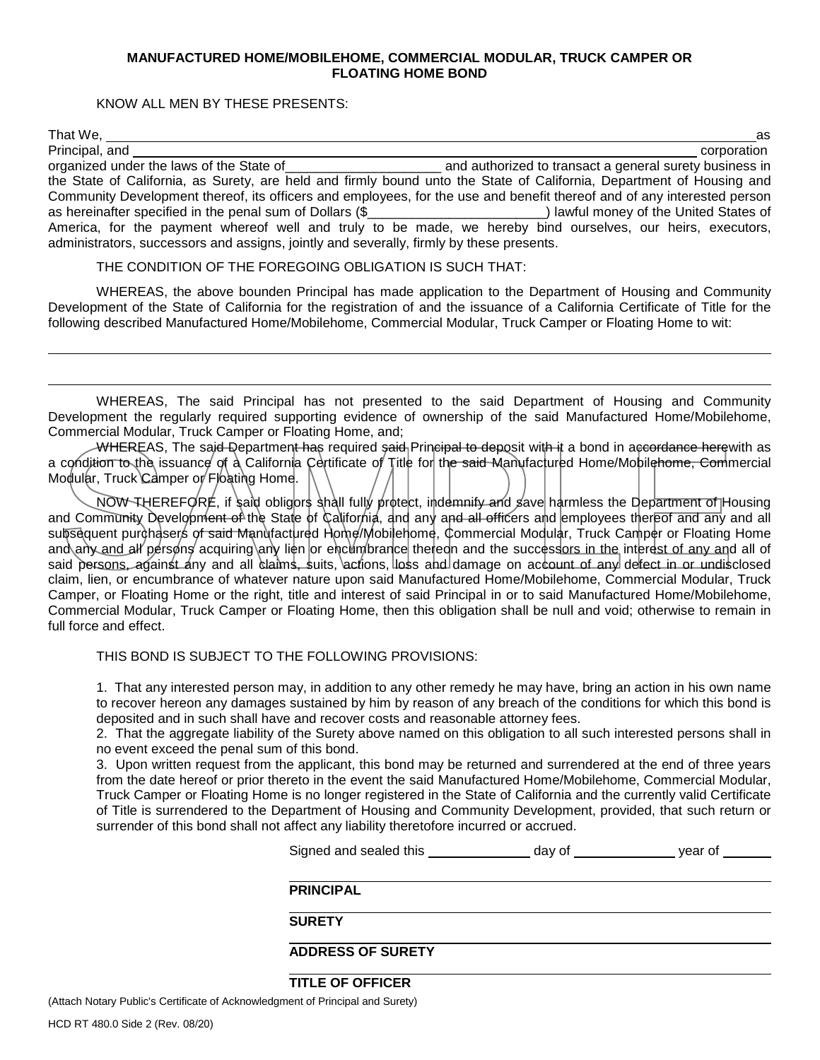**MANUFACTURED HOME/MOBILEHOME, COMMERCIAL MODULAR, TRUCK CAMPER OR FLOATING HOME BOND**

KNOW ALL MEN BY THESE PRESENTS:

That We, ______________________________________________________________________________ as Principal, and ______________________________________________________________________ corporation organized under the laws of the State of_____________________ and authorized to transact a general surety business in the State of California, as Surety, are held and firmly bound unto the State of California, Department of Housing and Community Development thereof, its officers and employees, for the use and benefit thereof and of any interested person as hereinafter specified in the penal sum of Dollars ($________________________) lawful money of the United States of America, for the payment whereof well and truly to be made, we hereby bind ourselves, our heirs, executors, administrators, successors and assigns, jointly and severally, firmly by these presents.

THE CONDITION OF THE FOREGOING OBLIGATION IS SUCH THAT:

WHEREAS, the above bounden Principal has made application to the Department of Housing and Community Development of the State of California for the registration of and the issuance of a California Certificate of Title for the following described Manufactured Home/Mobilehome, Commercial Modular, Truck Camper or Floating Home to wit:

______________________________________________________________________________________________

______________________________________________________________________________________________

WHEREAS, The said Principal has not presented to the said Department of Housing and Community Development the regularly required supporting evidence of ownership of the said Manufactured Home/Mobilehome, Commercial Modular, Truck Camper or Floating Home, and;

WHEREAS, The said Department has required said Principal to deposit with it a bond in accordance herewith as a condition to the issuance of a California Certificate of Title for the said Manufactured Home/Mobilehome, Commercial Modular, Truck Camper or Floating Home.

NOW THEREFORE, if said obligors shall fully protect, indemnify and save harmless the Department of Housing and Community Development of the State of California, and any and all officers and employees thereof and any and all subsequent purchasers of said Manufactured Home/Mobilehome, Commercial Modular, Truck Camper or Floating Home and any and all persons acquiring any lien or encumbrance thereon and the successors in the interest of any and all of said persons, against any and all claims, suits, actions, loss and damage on account of any defect in or undisclosed claim, lien, or encumbrance of whatever nature upon said Manufactured Home/Mobilehome, Commercial Modular, Truck Camper, or Floating Home or the right, title and interest of said Principal in or to said Manufactured Home/Mobilehome, Commercial Modular, Truck Camper or Floating Home, then this obligation shall be null and void; otherwise to remain in full force and effect.

THIS BOND IS SUBJECT TO THE FOLLOWING PROVISIONS:

1. That any interested person may, in addition to any other remedy he may have, bring an action in his own name to recover hereon any damages sustained by him by reason of any breach of the conditions for which this bond is deposited and in such shall have and recover costs and reasonable attorney fees.
2. That the aggregate liability of the Surety above named on this obligation to all such interested persons shall in no event exceed the penal sum of this bond.
3. Upon written request from the applicant, this bond may be returned and surrendered at the end of three years from the date hereof or prior thereto in the event the said Manufactured Home/Mobilehome, Commercial Modular, Truck Camper or Floating Home is no longer registered in the State of California and the currently valid Certificate of Title is surrendered to the Department of Housing and Community Development, provided, that such return or surrender of this bond shall not affect any liability theretofore incurred or accrued.

Signed and sealed this ______________ day of ______________ year of _______

______________________________________________
**PRINCIPAL**

______________________________________________
**SURETY**

______________________________________________
**ADDRESS OF SURETY**

______________________________________________
**TITLE OF OFFICER**

(Attach Notary Public's Certificate of Acknowledgment of Principal and Surety)

HCD RT 480.0 Side 2 (Rev. 08/20)